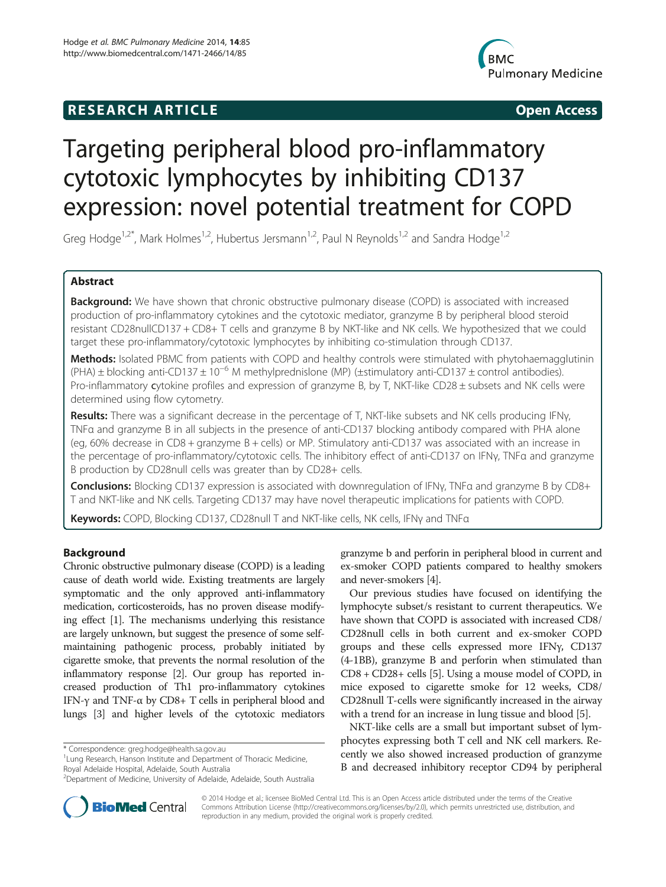RESEARCH ARTICLE Open Access

# Targeting peripheral blood pro-inflammatory cytotoxic lymphocytes by inhibiting CD137 expression: novel potential treatment for COPD

Greg Hodge[1,2*], Mark Holmes[1,2], Hubertus Jersmann[1,2], Paul N Reynolds[1,2] and Sandra Hodge[1,2]

## Abstract

**Background:** We have shown that chronic obstructive pulmonary disease (COPD) is associated with increased production of pro-inflammatory cytokines and the cytotoxic mediator, granzyme B by peripheral blood steroid resistant CD28nullCD137 + CD8+ T cells and granzyme B by NKT-like and NK cells. We hypothesized that we could target these pro-inflammatory/cytotoxic lymphocytes by inhibiting co-stimulation through CD137.

**Methods:** Isolated PBMC from patients with COPD and healthy controls were stimulated with phytohaemagglutinin (PHA) ± blocking anti-CD137 ± $10^{-6}$ M methylprednislone (MP) (±stimulatory anti-CD137 ± control antibodies). Pro-inflammatory cytokine profiles and expression of granzyme B, by T, NKT-like CD28 ± subsets and NK cells were determined using flow cytometry.

**Results:** There was a significant decrease in the percentage of T, NKT-like subsets and NK cells producing IFNγ, TNFα and granzyme B in all subjects in the presence of anti-CD137 blocking antibody compared with PHA alone (eg, 60% decrease in CD8 + granzyme B + cells) or MP. Stimulatory anti-CD137 was associated with an increase in the percentage of pro-inflammatory/cytotoxic cells. The inhibitory effect of anti-CD137 on IFNγ, TNFα and granzyme B production by CD28null cells was greater than by CD28+ cells.

**Conclusions:** Blocking CD137 expression is associated with downregulation of IFNγ, TNFα and granzyme B by CD8+ T and NKT-like and NK cells. Targeting CD137 may have novel therapeutic implications for patients with COPD.

**Keywords:** COPD, Blocking CD137, CD28null T and NKT-like cells, NK cells, IFNγ and TNFα

## Background

Chronic obstructive pulmonary disease (COPD) is a leading cause of death world wide. Existing treatments are largely symptomatic and the only approved anti-inflammatory medication, corticosteroids, has no proven disease modifying effect [1]. The mechanisms underlying this resistance are largely unknown, but suggest the presence of some self-maintaining pathogenic process, probably initiated by cigarette smoke, that prevents the normal resolution of the inflammatory response [2]. Our group has reported increased production of Th1 pro-inflammatory cytokines IFN-γ and TNF-α by CD8+ T cells in peripheral blood and lungs [3] and higher levels of the cytotoxic mediators granzyme b and perforin in peripheral blood in current and ex-smoker COPD patients compared to healthy smokers and never-smokers [4].

Our previous studies have focused on identifying the lymphocyte subset/s resistant to current therapeutics. We have shown that COPD is associated with increased CD8/CD28null cells in both current and ex-smoker COPD groups and these cells expressed more IFNγ, CD137 (4-1BB), granzyme B and perforin when stimulated than CD8 + CD28+ cells [5]. Using a mouse model of COPD, in mice exposed to cigarette smoke for 12 weeks, CD8/CD28null T-cells were significantly increased in the airway with a trend for an increase in lung tissue and blood [5].

NKT-like cells are a small but important subset of lymphocytes expressing both T cell and NK cell markers. Recently we also showed increased production of granzyme B and decreased inhibitory receptor CD94 by peripheral

\* Correspondence: greg.hodge@health.sa.gov.au
[1]Lung Research, Hanson Institute and Department of Thoracic Medicine, Royal Adelaide Hospital, Adelaide, South Australia
[2]Department of Medicine, University of Adelaide, Adelaide, South Australia

© 2014 Hodge et al.; licensee BioMed Central Ltd. This is an Open Access article distributed under the terms of the Creative Commons Attribution License (http://creativecommons.org/licenses/by/2.0), which permits unrestricted use, distribution, and reproduction in any medium, provided the original work is properly credited.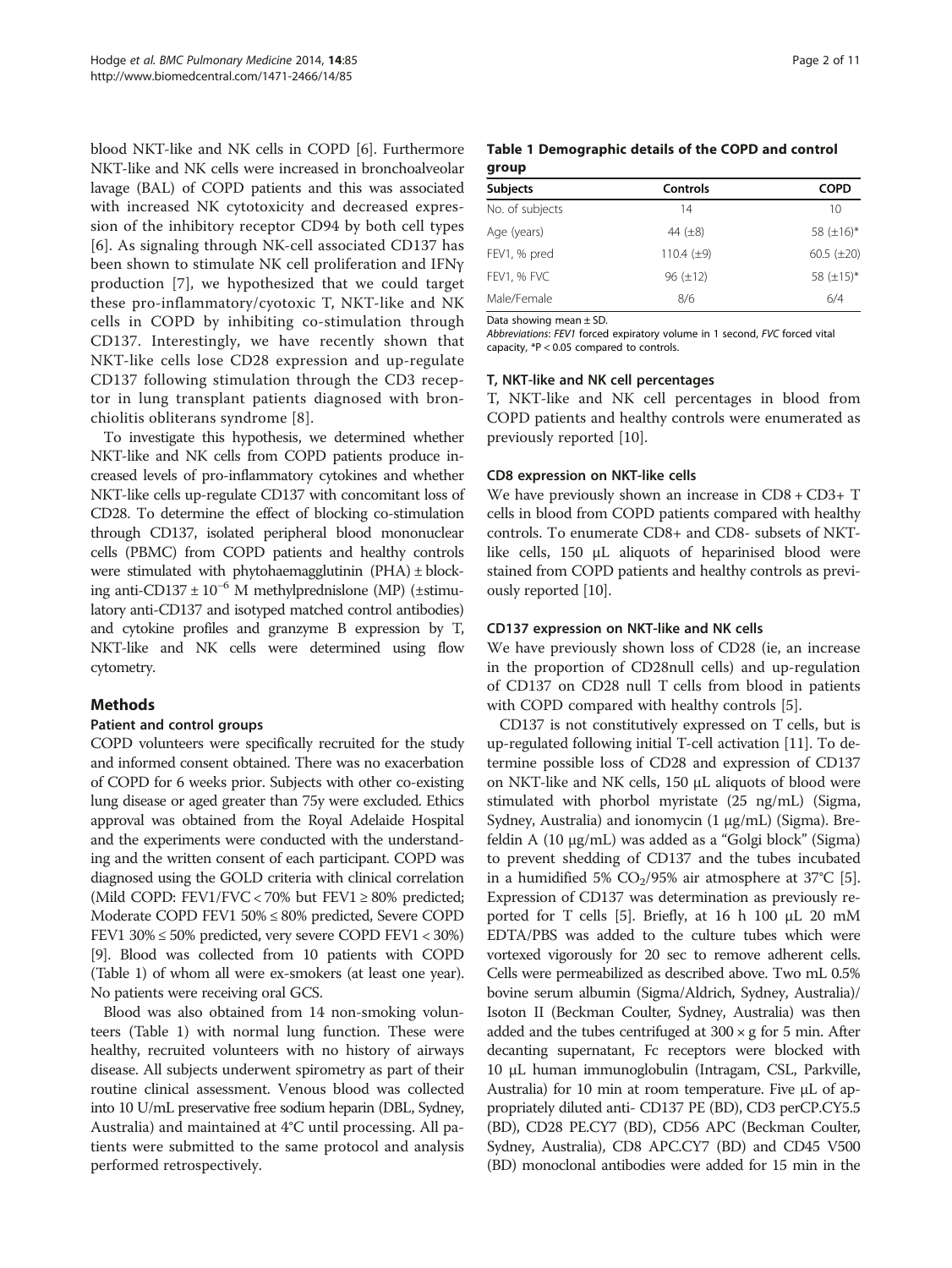blood NKT-like and NK cells in COPD [6]. Furthermore NKT-like and NK cells were increased in bronchoalveolar lavage (BAL) of COPD patients and this was associated with increased NK cytotoxicity and decreased expression of the inhibitory receptor CD94 by both cell types [6]. As signaling through NK-cell associated CD137 has been shown to stimulate NK cell proliferation and IFNγ production [7], we hypothesized that we could target these pro-inflammatory/cyotoxic T, NKT-like and NK cells in COPD by inhibiting co-stimulation through CD137. Interestingly, we have recently shown that NKT-like cells lose CD28 expression and up-regulate CD137 following stimulation through the CD3 receptor in lung transplant patients diagnosed with bronchiolitis obliterans syndrome [8].

To investigate this hypothesis, we determined whether NKT-like and NK cells from COPD patients produce increased levels of pro-inflammatory cytokines and whether NKT-like cells up-regulate CD137 with concomitant loss of CD28. To determine the effect of blocking co-stimulation through CD137, isolated peripheral blood mononuclear cells (PBMC) from COPD patients and healthy controls were stimulated with phytohaemagglutinin (PHA) ± blocking anti-CD137 ± $10^{-6}$ M methylprednislone (MP) (±stimulatory anti-CD137 and isotyped matched control antibodies) and cytokine profiles and granzyme B expression by T, NKT-like and NK cells were determined using flow cytometry.

## Methods

### Patient and control groups

COPD volunteers were specifically recruited for the study and informed consent obtained. There was no exacerbation of COPD for 6 weeks prior. Subjects with other co-existing lung disease or aged greater than 75y were excluded. Ethics approval was obtained from the Royal Adelaide Hospital and the experiments were conducted with the understanding and the written consent of each participant. COPD was diagnosed using the GOLD criteria with clinical correlation (Mild COPD: FEV1/FVC < 70% but FEV1 ≥ 80% predicted; Moderate COPD FEV1 50% ≤ 80% predicted, Severe COPD FEV1 30% ≤ 50% predicted, very severe COPD FEV1 < 30%) [9]. Blood was collected from 10 patients with COPD (Table 1) of whom all were ex-smokers (at least one year). No patients were receiving oral GCS.

Blood was also obtained from 14 non-smoking volunteers (Table 1) with normal lung function. These were healthy, recruited volunteers with no history of airways disease. All subjects underwent spirometry as part of their routine clinical assessment. Venous blood was collected into 10 U/mL preservative free sodium heparin (DBL, Sydney, Australia) and maintained at 4°C until processing. All patients were submitted to the same protocol and analysis performed retrospectively.

**Table 1 Demographic details of the COPD and control group**

| Subjects | Controls | COPD |
|---|---|---|
| No. of subjects | 14 | 10 |
| Age (years) | 44 (±8) | 58 (±16)* |
| FEV1, % pred | 110.4 (±9) | 60.5 (±20) |
| FEV1, % FVC | 96 (±12) | 58 (±15)* |
| Male/Female | 8/6 | 6/4 |

Data showing mean ± SD.
*Abbreviations*: *FEV1* forced expiratory volume in 1 second, *FVC* forced vital capacity, *P < 0.05 compared to controls.

### T, NKT-like and NK cell percentages

T, NKT-like and NK cell percentages in blood from COPD patients and healthy controls were enumerated as previously reported [10].

### CD8 expression on NKT-like cells

We have previously shown an increase in CD8 + CD3+ T cells in blood from COPD patients compared with healthy controls. To enumerate CD8+ and CD8- subsets of NKT-like cells, 150 μL aliquots of heparinised blood were stained from COPD patients and healthy controls as previously reported [10].

### CD137 expression on NKT-like and NK cells

We have previously shown loss of CD28 (ie, an increase in the proportion of CD28null cells) and up-regulation of CD137 on CD28 null T cells from blood in patients with COPD compared with healthy controls [5].

CD137 is not constitutively expressed on T cells, but is up-regulated following initial T-cell activation [11]. To determine possible loss of CD28 and expression of CD137 on NKT-like and NK cells, 150 μL aliquots of blood were stimulated with phorbol myristate (25 ng/mL) (Sigma, Sydney, Australia) and ionomycin (1 μg/mL) (Sigma). Brefeldin A (10 μg/mL) was added as a "Golgi block" (Sigma) to prevent shedding of CD137 and the tubes incubated in a humidified 5% $CO_2$/95% air atmosphere at 37°C [5]. Expression of CD137 was determination as previously reported for T cells [5]. Briefly, at 16 h 100 μL 20 mM EDTA/PBS was added to the culture tubes which were vortexed vigorously for 20 sec to remove adherent cells. Cells were permeabilized as described above. Two mL 0.5% bovine serum albumin (Sigma/Aldrich, Sydney, Australia)/ Isoton II (Beckman Coulter, Sydney, Australia) was then added and the tubes centrifuged at 300 × g for 5 min. After decanting supernatant, Fc receptors were blocked with 10 μL human immunoglobulin (Intragam, CSL, Parkville, Australia) for 10 min at room temperature. Five μL of appropriately diluted anti- CD137 PE (BD), CD3 perCP.CY5.5 (BD), CD28 PE.CY7 (BD), CD56 APC (Beckman Coulter, Sydney, Australia), CD8 APC.CY7 (BD) and CD45 V500 (BD) monoclonal antibodies were added for 15 min in the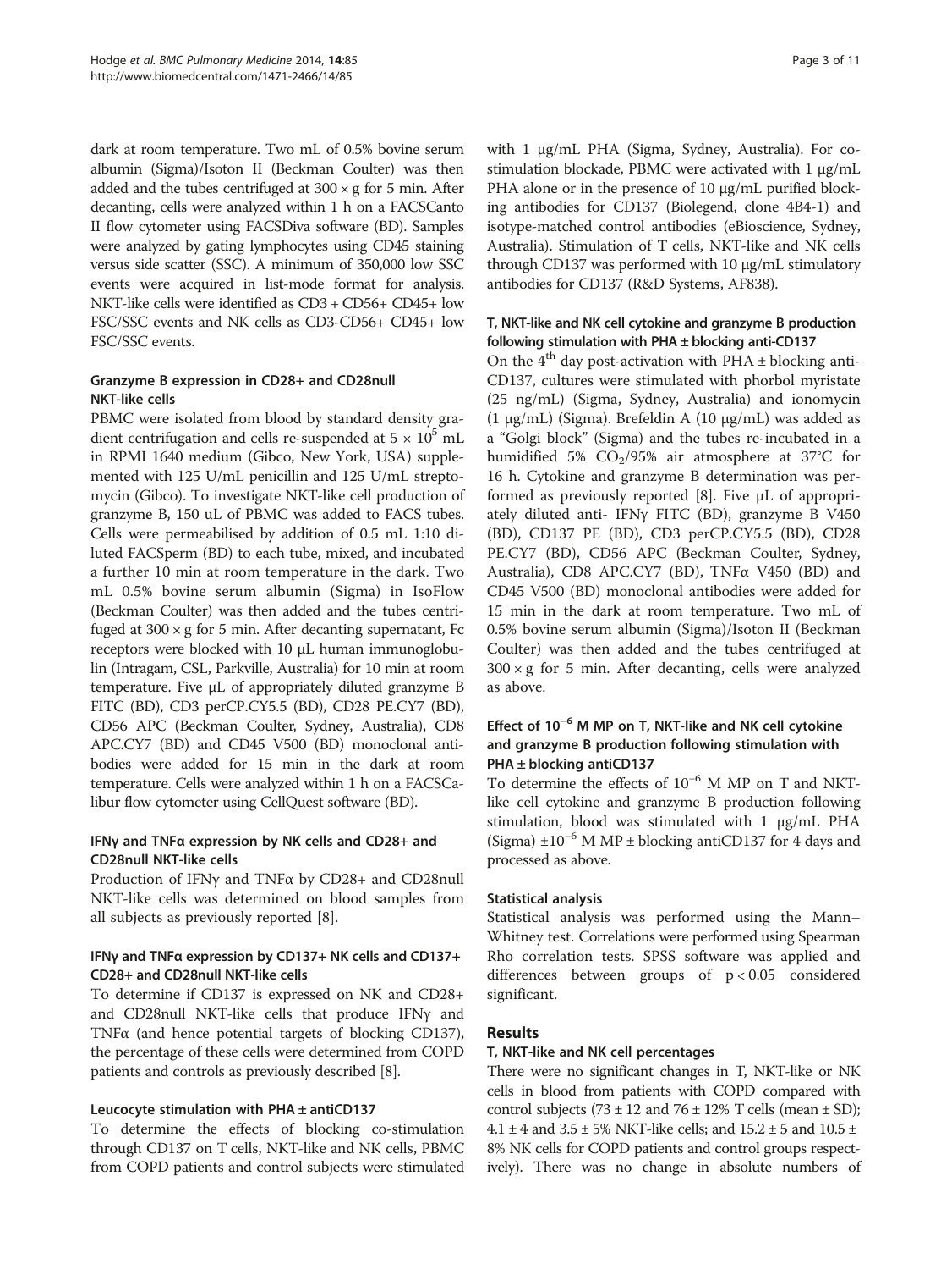dark at room temperature. Two mL of 0.5% bovine serum albumin (Sigma)/Isoton II (Beckman Coulter) was then added and the tubes centrifuged at 300 × g for 5 min. After decanting, cells were analyzed within 1 h on a FACSCanto II flow cytometer using FACSDiva software (BD). Samples were analyzed by gating lymphocytes using CD45 staining versus side scatter (SSC). A minimum of 350,000 low SSC events were acquired in list-mode format for analysis. NKT-like cells were identified as CD3 + CD56+ CD45+ low FSC/SSC events and NK cells as CD3-CD56+ CD45+ low FSC/SSC events.

### Granzyme B expression in CD28+ and CD28null NKT-like cells

PBMC were isolated from blood by standard density gradient centrifugation and cells re-suspended at $5 \times 10^5$ mL in RPMI 1640 medium (Gibco, New York, USA) supplemented with 125 U/mL penicillin and 125 U/mL streptomycin (Gibco). To investigate NKT-like cell production of granzyme B, 150 uL of PBMC was added to FACS tubes. Cells were permeabilised by addition of 0.5 mL 1:10 diluted FACSperm (BD) to each tube, mixed, and incubated a further 10 min at room temperature in the dark. Two mL 0.5% bovine serum albumin (Sigma) in IsoFlow (Beckman Coulter) was then added and the tubes centrifuged at 300 × g for 5 min. After decanting supernatant, Fc receptors were blocked with 10 μL human immunoglobulin (Intragam, CSL, Parkville, Australia) for 10 min at room temperature. Five μL of appropriately diluted granzyme B FITC (BD), CD3 perCP.CY5.5 (BD), CD28 PE.CY7 (BD), CD56 APC (Beckman Coulter, Sydney, Australia), CD8 APC.CY7 (BD) and CD45 V500 (BD) monoclonal antibodies were added for 15 min in the dark at room temperature. Cells were analyzed within 1 h on a FACSCalibur flow cytometer using CellQuest software (BD).

### IFNγ and TNFα expression by NK cells and CD28+ and CD28null NKT-like cells

Production of IFNγ and TNFα by CD28+ and CD28null NKT-like cells was determined on blood samples from all subjects as previously reported [8].

### IFNγ and TNFα expression by CD137+ NK cells and CD137+ CD28+ and CD28null NKT-like cells

To determine if CD137 is expressed on NK and CD28+ and CD28null NKT-like cells that produce IFNγ and TNFα (and hence potential targets of blocking CD137), the percentage of these cells were determined from COPD patients and controls as previously described [8].

### Leucocyte stimulation with PHA ± antiCD137

To determine the effects of blocking co-stimulation through CD137 on T cells, NKT-like and NK cells, PBMC from COPD patients and control subjects were stimulated with 1 μg/mL PHA (Sigma, Sydney, Australia). For co-stimulation blockade, PBMC were activated with 1 μg/mL PHA alone or in the presence of 10 μg/mL purified blocking antibodies for CD137 (Biolegend, clone 4B4-1) and isotype-matched control antibodies (eBioscience, Sydney, Australia). Stimulation of T cells, NKT-like and NK cells through CD137 was performed with 10 μg/mL stimulatory antibodies for CD137 (R&D Systems, AF838).

### T, NKT-like and NK cell cytokine and granzyme B production following stimulation with PHA ± blocking anti-CD137

On the 4[th] day post-activation with PHA ± blocking anti-CD137, cultures were stimulated with phorbol myristate (25 ng/mL) (Sigma, Sydney, Australia) and ionomycin (1 μg/mL) (Sigma). Brefeldin A (10 μg/mL) was added as a "Golgi block" (Sigma) and the tubes re-incubated in a humidified 5% $CO_2$/95% air atmosphere at 37°C for 16 h. Cytokine and granzyme B determination was performed as previously reported [8]. Five μL of appropriately diluted anti- IFNγ FITC (BD), granzyme B V450 (BD), CD137 PE (BD), CD3 perCP.CY5.5 (BD), CD28 PE.CY7 (BD), CD56 APC (Beckman Coulter, Sydney, Australia), CD8 APC.CY7 (BD), TNFα V450 (BD) and CD45 V500 (BD) monoclonal antibodies were added for 15 min in the dark at room temperature. Two mL of 0.5% bovine serum albumin (Sigma)/Isoton II (Beckman Coulter) was then added and the tubes centrifuged at 300 × g for 5 min. After decanting, cells were analyzed as above.

### Effect of $10^{-6}$ M MP on T, NKT-like and NK cell cytokine and granzyme B production following stimulation with PHA ± blocking antiCD137

To determine the effects of $10^{-6}$ M MP on T and NKT-like cell cytokine and granzyme B production following stimulation, blood was stimulated with 1 μg/mL PHA (Sigma) ±$10^{-6}$ M MP ± blocking antiCD137 for 4 days and processed as above.

### Statistical analysis

Statistical analysis was performed using the Mann–Whitney test. Correlations were performed using Spearman Rho correlation tests. SPSS software was applied and differences between groups of $p < 0.05$ considered significant.

## Results

### T, NKT-like and NK cell percentages

There were no significant changes in T, NKT-like or NK cells in blood from patients with COPD compared with control subjects (73 ± 12 and 76 ± 12% T cells (mean ± SD); 4.1 ± 4 and 3.5 ± 5% NKT-like cells; and 15.2 ± 5 and 10.5 ± 8% NK cells for COPD patients and control groups respectively). There was no change in absolute numbers of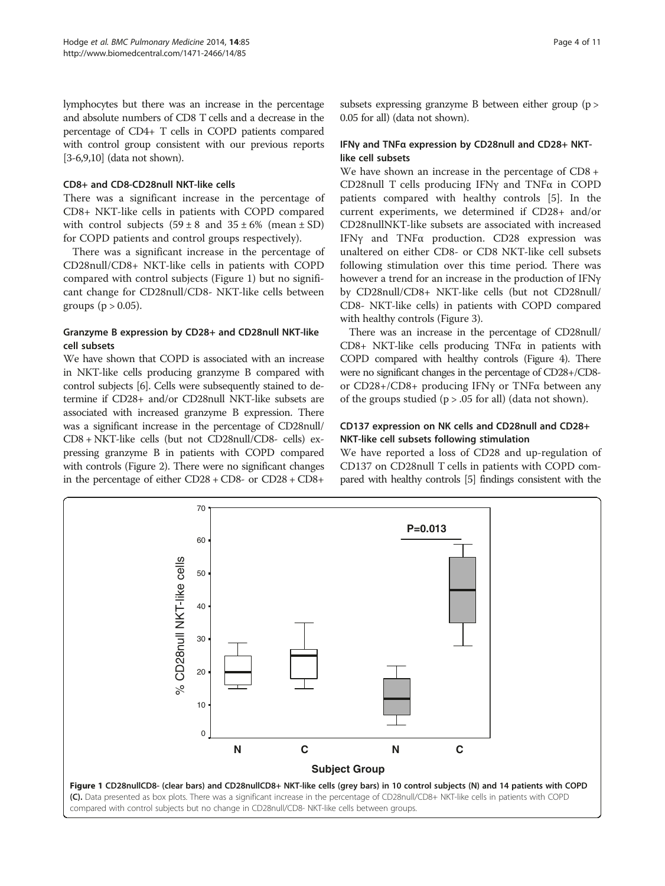lymphocytes but there was an increase in the percentage and absolute numbers of CD8 T cells and a decrease in the percentage of CD4+ T cells in COPD patients compared with control group consistent with our previous reports [3-6,9,10] (data not shown).

### CD8+ and CD8-CD28null NKT-like cells

There was a significant increase in the percentage of CD8+ NKT-like cells in patients with COPD compared with control subjects ($59 \pm 8$ and $35 \pm 6\%$ (mean $\pm$ SD) for COPD patients and control groups respectively).

There was a significant increase in the percentage of CD28null/CD8+ NKT-like cells in patients with COPD compared with control subjects (Figure 1) but no significant change for CD28null/CD8- NKT-like cells between groups ($p > 0.05$).

### Granzyme B expression by CD28+ and CD28null NKT-like cell subsets

We have shown that COPD is associated with an increase in NKT-like cells producing granzyme B compared with control subjects [6]. Cells were subsequently stained to determine if CD28+ and/or CD28null NKT-like subsets are associated with increased granzyme B expression. There was a significant increase in the percentage of CD28null/CD8 + NKT-like cells (but not CD28null/CD8- cells) expressing granzyme B in patients with COPD compared with controls (Figure 2). There were no significant changes in the percentage of either CD28 + CD8- or CD28 + CD8+ subsets expressing granzyme B between either group ($p > 0.05$ for all) (data not shown).

### IFNγ and TNFα expression by CD28null and CD28+ NKT-like cell subsets

We have shown an increase in the percentage of CD8 + CD28null T cells producing IFNγ and TNFα in COPD patients compared with healthy controls [5]. In the current experiments, we determined if CD28+ and/or CD28nullNKT-like subsets are associated with increased IFNγ and TNFα production. CD28 expression was unaltered on either CD8- or CD8 NKT-like cell subsets following stimulation over this time period. There was however a trend for an increase in the production of IFNγ by CD28null/CD8+ NKT-like cells (but not CD28null/CD8- NKT-like cells) in patients with COPD compared with healthy controls (Figure 3).

There was an increase in the percentage of CD28null/CD8+ NKT-like cells producing TNFα in patients with COPD compared with healthy controls (Figure 4). There were no significant changes in the percentage of CD28+/CD8- or CD28+/CD8+ producing IFNγ or TNFα between any of the groups studied ($p > .05$ for all) (data not shown).

### CD137 expression on NK cells and CD28null and CD28+ NKT-like cell subsets following stimulation

We have reported a loss of CD28 and up-regulation of CD137 on CD28null T cells in patients with COPD compared with healthy controls [5] findings consistent with the

**Figure 1 CD28nullCD8- (clear bars) and CD28nullCD8+ NKT-like cells (grey bars) in 10 control subjects (N) and 14 patients with COPD (C).** Data presented as box plots. There was a significant increase in the percentage of CD28null/CD8+ NKT-like cells in patients with COPD compared with control subjects but no change in CD28null/CD8- NKT-like cells between groups.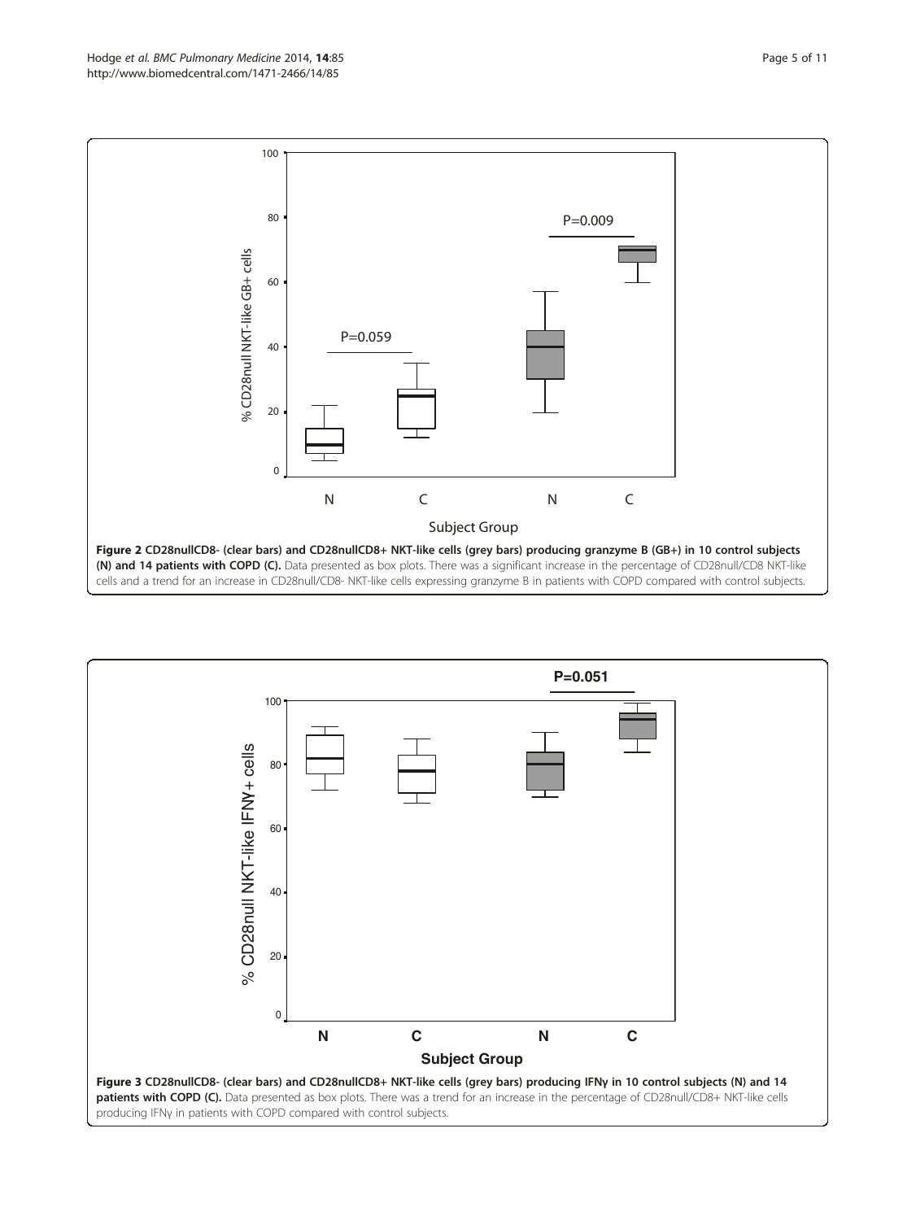**Figure 2 CD28nullCD8- (clear bars) and CD28nullCD8+ NKT-like cells (grey bars) producing granzyme B (GB+) in 10 control subjects (N) and 14 patients with COPD (C).** Data presented as box plots. There was a significant increase in the percentage of CD28null/CD8 NKT-like cells and a trend for an increase in CD28null/CD8- NKT-like cells expressing granzyme B in patients with COPD compared with control subjects.

**Figure 3 CD28nullCD8- (clear bars) and CD28nullCD8+ NKT-like cells (grey bars) producing IFNγ in 10 control subjects (N) and 14 patients with COPD (C).** Data presented as box plots. There was a trend for an increase in the percentage of CD28null/CD8+ NKT-like cells producing IFNγ in patients with COPD compared with control subjects.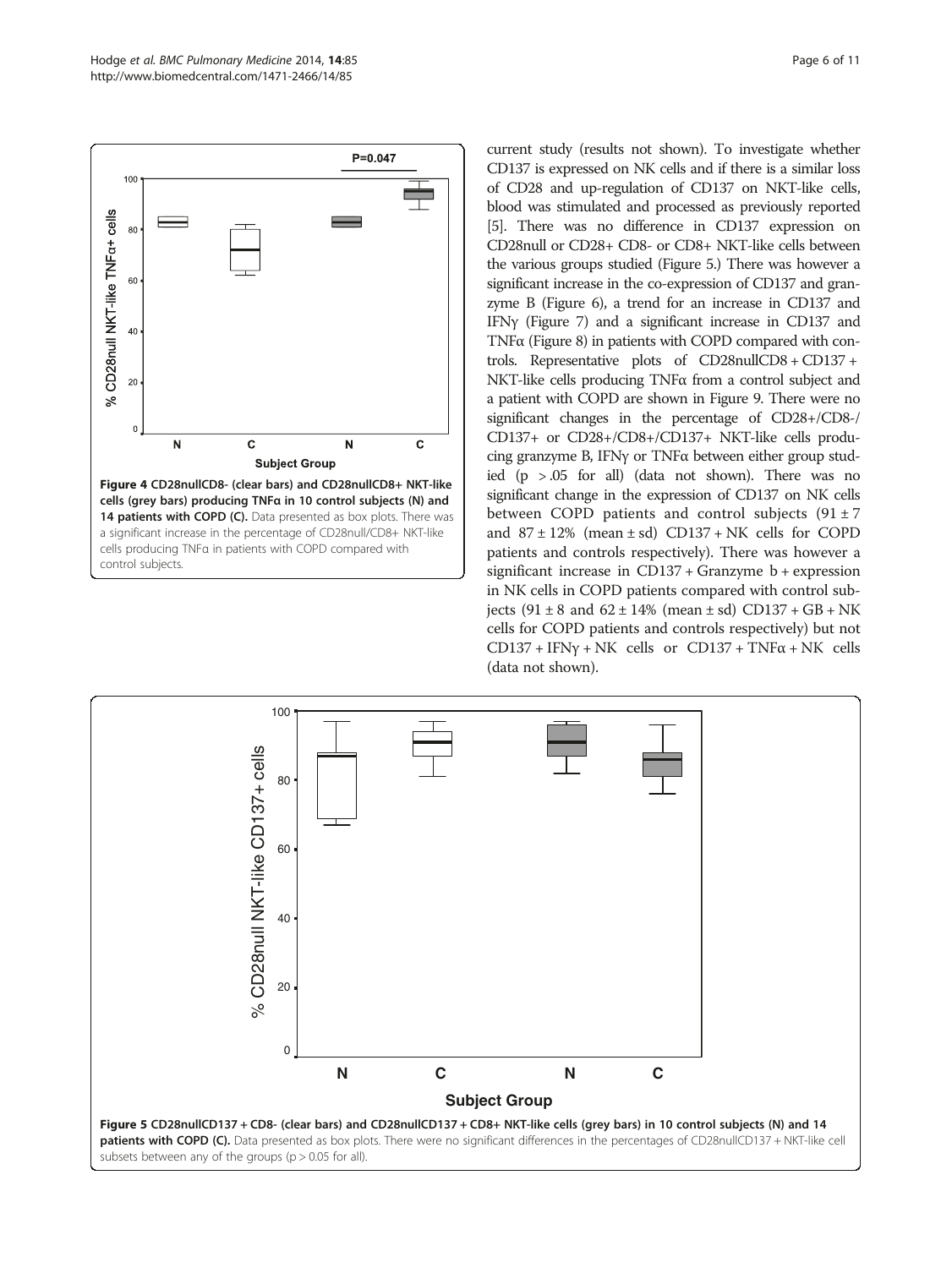Figure 4 CD28nullCD8- (clear bars) and CD28nullCD8+ NKT-like cells (grey bars) producing TNFα in 10 control subjects (N) and 14 patients with COPD (C). Data presented as box plots. There was a significant increase in the percentage of CD28null/CD8+ NKT-like cells producing TNFα in patients with COPD compared with control subjects.

current study (results not shown). To investigate whether CD137 is expressed on NK cells and if there is a similar loss of CD28 and up-regulation of CD137 on NKT-like cells, blood was stimulated and processed as previously reported [5]. There was no difference in CD137 expression on CD28null or CD28+ CD8- or CD8+ NKT-like cells between the various groups studied (Figure 5.) There was however a significant increase in the co-expression of CD137 and granzyme B (Figure 6), a trend for an increase in CD137 and IFNγ (Figure 7) and a significant increase in CD137 and TNFα (Figure 8) in patients with COPD compared with controls. Representative plots of CD28nullCD8 + CD137 + NKT-like cells producing TNFα from a control subject and a patient with COPD are shown in Figure 9. There were no significant changes in the percentage of CD28+/CD8-/CD137+ or CD28+/CD8+/CD137+ NKT-like cells producing granzyme B, IFNγ or TNFα between either group studied ($p > .05$ for all) (data not shown). There was no significant change in the expression of CD137 on NK cells between COPD patients and control subjects ($91 \pm 7$ and $87 \pm 12\%$ (mean ± sd) CD137 + NK cells for COPD patients and controls respectively). There was however a significant increase in CD137 + Granzyme b + expression in NK cells in COPD patients compared with control subjects ($91 \pm 8$ and $62 \pm 14\%$ (mean ± sd) CD137 + GB + NK cells for COPD patients and controls respectively) but not CD137 + IFNγ + NK cells or CD137 + TNFα + NK cells (data not shown).

Figure 5 CD28nullCD137 + CD8- (clear bars) and CD28nullCD137 + CD8+ NKT-like cells (grey bars) in 10 control subjects (N) and 14 patients with COPD (C). Data presented as box plots. There were no significant differences in the percentages of CD28nullCD137 + NKT-like cell subsets between any of the groups ($p > 0.05$ for all).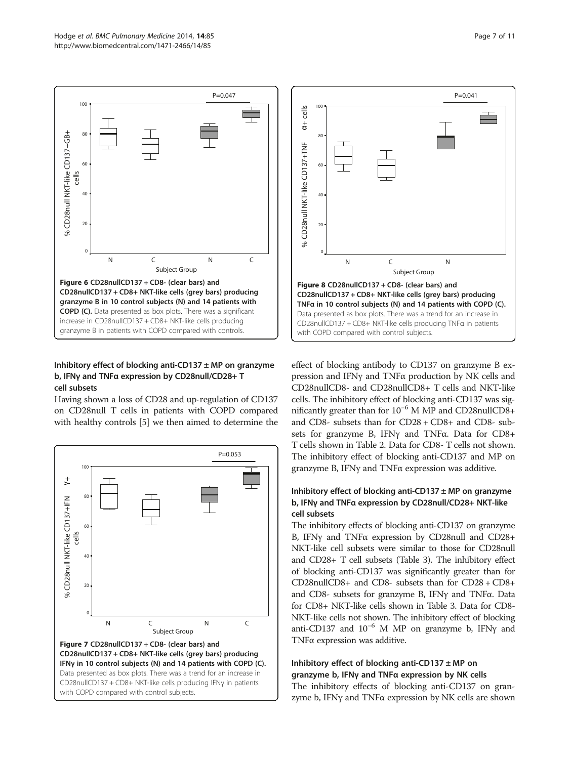**Figure 6 CD28nullCD137 + CD8- (clear bars) and CD28nullCD137 + CD8+ NKT-like cells (grey bars) producing granzyme B in 10 control subjects (N) and 14 patients with COPD (C).** Data presented as box plots. There was a significant increase in CD28nullCD137 + CD8+ NKT-like cells producing granzyme B in patients with COPD compared with controls.

**Figure 8 CD28nullCD137 + CD8- (clear bars) and CD28nullCD137 + CD8+ NKT-like cells (grey bars) producing TNFα in 10 control subjects (N) and 14 patients with COPD (C).** Data presented as box plots. There was a trend for an increase in CD28nullCD137 + CD8+ NKT-like cells producing TNFα in patients with COPD compared with control subjects.

### Inhibitory effect of blocking anti-CD137 ± MP on granzyme b, IFNγ and TNFα expression by CD28null/CD28+ T cell subsets

Having shown a loss of CD28 and up-regulation of CD137 on CD28null T cells in patients with COPD compared with healthy controls [5] we then aimed to determine the effect of blocking antibody to CD137 on granzyme B expression and IFNγ and TNFα production by NK cells and CD28nullCD8- and CD28nullCD8+ T cells and NKT-like cells. The inhibitory effect of blocking anti-CD137 was significantly greater than for $10^{-6}$ M MP and CD28nullCD8+ and CD8- subsets than for CD28 + CD8+ and CD8- subsets for granzyme B, IFNγ and TNFα. Data for CD8+ T cells shown in Table 2. Data for CD8- T cells not shown. The inhibitory effect of blocking anti-CD137 and MP on granzyme B, IFNγ and TNFα expression was additive.

**Figure 7 CD28nullCD137 + CD8- (clear bars) and CD28nullCD137 + CD8+ NKT-like cells (grey bars) producing IFNγ in 10 control subjects (N) and 14 patients with COPD (C).** Data presented as box plots. There was a trend for an increase in CD28nullCD137 + CD8+ NKT-like cells producing IFNγ in patients with COPD compared with control subjects.

### Inhibitory effect of blocking anti-CD137 ± MP on granzyme b, IFNγ and TNFα expression by CD28null/CD28+ NKT-like cell subsets

The inhibitory effects of blocking anti-CD137 on granzyme B, IFNγ and TNFα expression by CD28null and CD28+ NKT-like cell subsets were similar to those for CD28null and CD28+ T cell subsets (Table 3). The inhibitory effect of blocking anti-CD137 was significantly greater than for CD28nullCD8+ and CD8- subsets than for CD28 + CD8+ and CD8- subsets for granzyme B, IFNγ and TNFα. Data for CD8+ NKT-like cells shown in Table 3. Data for CD8- NKT-like cells not shown. The inhibitory effect of blocking anti-CD137 and $10^{-6}$ M MP on granzyme b, IFNγ and TNFα expression was additive.

### Inhibitory effect of blocking anti-CD137 ± MP on granzyme b, IFNγ and TNFα expression by NK cells

The inhibitory effects of blocking anti-CD137 on granzyme b, IFNγ and TNFα expression by NK cells are shown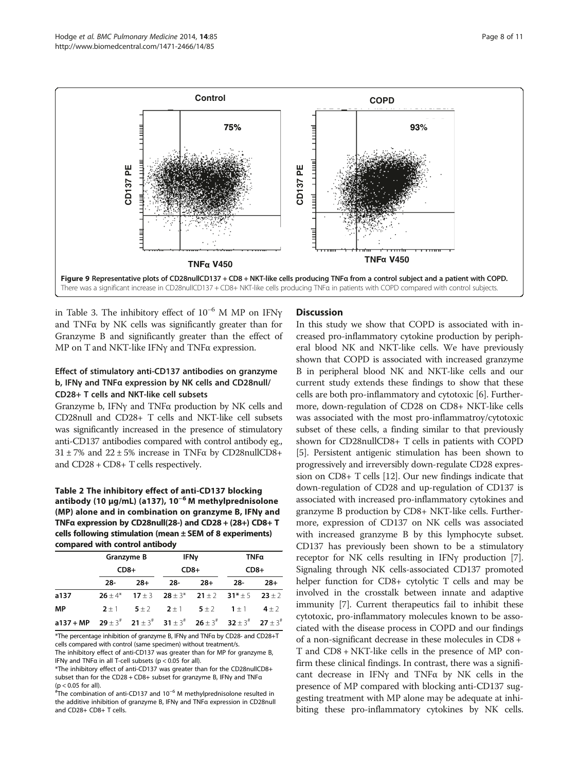**Figure 9 Representative plots of CD28nullCD137 + CD8 + NKT-like cells producing TNFα from a control subject and a patient with COPD.** There was a significant increase in CD28nullCD137 + CD8+ NKT-like cells producing TNFα in patients with COPD compared with control subjects.

in Table 3. The inhibitory effect of $10^{-6}$ M MP on IFNγ and TNFα by NK cells was significantly greater than for Granzyme B and significantly greater than the effect of MP on T and NKT-like IFNγ and TNFα expression.

### Effect of stimulatory anti-CD137 antibodies on granzyme b, IFNγ and TNFα expression by NK cells and CD28null/CD28+ T cells and NKT-like cell subsets

Granzyme b, IFNγ and TNFα production by NK cells and CD28null and CD28+ T cells and NKT-like cell subsets was significantly increased in the presence of stimulatory anti-CD137 antibodies compared with control antibody eg., 31 ± 7% and 22 ± 5% increase in TNFα by CD28nullCD8+ and CD28 + CD8+ T cells respectively.

**Table 2 The inhibitory effect of anti-CD137 blocking antibody (10 μg/mL) (a137), $10^{-6}$ M methylprednisolone (MP) alone and in combination on granzyme B, IFNγ and TNFα expression by CD28null(28-) and CD28 + (28+) CD8+ T cells following stimulation (mean ± SEM of 8 experiments) compared with control antibody**

| | Granzyme B | | IFNγ | | TNFα | |
|---|---|---|---|---|---|---|
| | CD8+ | | CD8+ | | CD8+ | |
| | 28- | 28+ | 28- | 28+ | 28- | 28+ |
| a137 | **26** ± 4* | **17** ± 3 | **28** ± 3* | **21** ± 2 | **31*** ± 5 | **23** ± 2 |
| MP | **2** ± 1 | **5** ± 2 | **2** ± 1 | **5** ± 2 | **1** ± 1 | **4** ± 2 |
| a137 + MP | **29** ± 3# | **21** ± 3# | **31** ± 3# | **26** ± 3# | **32** ± 3# | **27** ± 3# |

*The percentage inhibition of granzyme B, IFNγ and TNFα by CD28- and CD28+T cells compared with control (same specimen) without treatment/s.
The inhibitory effect of anti-CD137 was greater than for MP for granzyme B, IFNγ and TNFα in all T-cell subsets ($p < 0.05$ for all).
*The inhibitory effect of anti-CD137 was greater than for the CD28nullCD8+ subset than for the CD28 + CD8+ subset for granzyme B, IFNγ and TNFα ($p < 0.05$ for all).
#The combination of anti-CD137 and $10^{-6}$ M methylprednisolone resulted in the additive inhibition of granzyme B, IFNγ and TNFα expression in CD28null and CD28+ CD8+ T cells.

## Discussion

In this study we show that COPD is associated with increased pro-inflammatory cytokine production by peripheral blood NK and NKT-like cells. We have previously shown that COPD is associated with increased granzyme B in peripheral blood NK and NKT-like cells and our current study extends these findings to show that these cells are both pro-inflammatory and cytotoxic [6]. Furthermore, down-regulation of CD28 on CD8+ NKT-like cells was associated with the most pro-inflammatroy/cytotoxic subset of these cells, a finding similar to that previously shown for CD28nullCD8+ T cells in patients with COPD [5]. Persistent antigenic stimulation has been shown to progressively and irreversibly down-regulate CD28 expression on CD8+ T cells [12]. Our new findings indicate that down-regulation of CD28 and up-regulation of CD137 is associated with increased pro-inflammatory cytokines and granzyme B production by CD8+ NKT-like cells. Furthermore, expression of CD137 on NK cells was associated with increased granzyme B by this lymphocyte subset. CD137 has previously been shown to be a stimulatory receptor for NK cells resulting in IFNγ production [7]. Signaling through NK cells-associated CD137 promoted helper function for CD8+ cytolytic T cells and may be involved in the crosstalk between innate and adaptive immunity [7]. Current therapeutics fail to inhibit these cytotoxic, pro-inflammatory molecules known to be associated with the disease process in COPD and our findings of a non-significant decrease in these molecules in CD8 + T and CD8 + NKT-like cells in the presence of MP confirm these clinical findings. In contrast, there was a significant decrease in IFNγ and TNFα by NK cells in the presence of MP compared with blocking anti-CD137 suggesting treatment with MP alone may be adequate at inhibiting these pro-inflammatory cytokines by NK cells.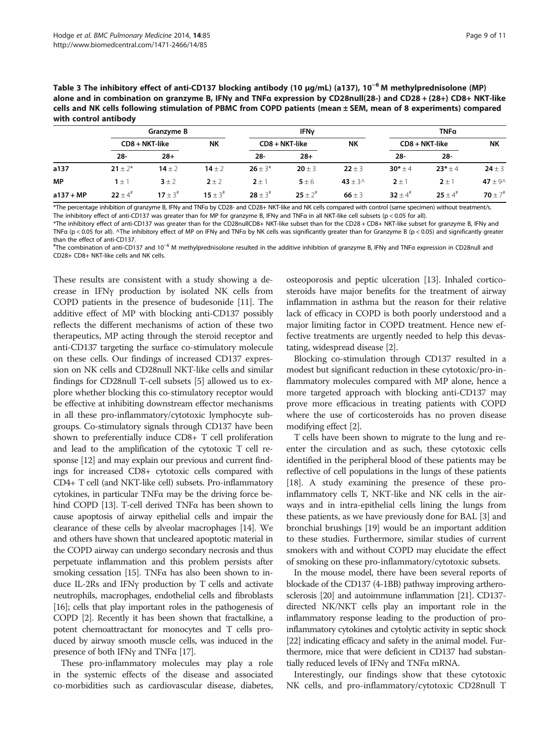**Table 3 The inhibitory effect of anti-CD137 blocking antibody (10 μg/mL) (a137), $10^{-6}$ M methylprednisolone (MP) alone and in combination on granzyme B, IFNγ and TNFα expression by CD28null(28-) and CD28 + (28+) CD8+ NKT-like cells and NK cells following stimulation of PBMC from COPD patients (mean ± SEM, mean of 8 experiments) compared with control antibody**

| | Granzyme B | | | IFNγ | | | TNFα | | |
|---|---|---|---|---|---|---|---|---|---|
| | CD8 + NKT-like | | NK | CD8 + NKT-like | | NK | CD8 + NKT-like | | NK |
| | 28- | 28+ | | 28- | 28+ | | 28- | 28- | |
| a137 | **21** ± 2* | **14** ± 2 | **14** ± 2 | **26** ± 3* | **20** ± 3 | **22** ± 3 | **30*** ± 4 | **23*** ± 4 | **24** ± 3 |
| MP | **1** ± 1 | **3** ± 2 | **2** ± 2 | **2** ± 1 | **5** ± 6 | **43** ± 3^ | **2** ± 1 | **2** ± 1 | **47** ± 9^ |
| a137 + MP | **22** ± 4[#] | **17** ± 3[#] | **15** ± 3[#] | **28** ± 3[#] | **25** ± 2[#] | **66** ± 3 | **32** ± 4[#] | **25** ± 4[#] | **70** ± 7[#] |

*The percentage inhibition of granzyme B, IFNγ and TNFα by CD28- and CD28+ NKT-like and NK cells compared with control (same specimen) without treatment/s. The inhibitory effect of anti-CD137 was greater than for MP for granzyme B, IFNγ and TNFα in all NKT-like cell subsets ($p < 0.05$ for all).

*The inhibitory effect of anti-CD137 was greater than for the CD28nullCD8+ NKT-like subset than for the CD28 + CD8+ NKT-like subset for granzyme B, IFNγ and TNFα ($p < 0.05$ for all). ^The inhibitory effect of MP on IFNγ and TNFα by NK cells was significantly greater than for Granzyme B ($p < 0.05$) and significantly greater than the effect of anti-CD137.

[#]The combination of anti-CD137 and $10^{-6}$ M methylprednisolone resulted in the additive inhibition of granzyme B, IFNγ and TNFα expression in CD28null and CD28+ CD8+ NKT-like cells and NK cells.

These results are consistent with a study showing a decrease in IFNγ production by isolated NK cells from COPD patients in the presence of budesonide [11]. The additive effect of MP with blocking anti-CD137 possibly reflects the different mechanisms of action of these two therapeutics, MP acting through the steroid receptor and anti-CD137 targeting the surface co-stimulatory molecule on these cells. Our findings of increased CD137 expression on NK cells and CD28null NKT-like cells and similar findings for CD28null T-cell subsets [5] allowed us to explore whether blocking this co-stimulatory receptor would be effective at inhibiting downstream effector mechanisms in all these pro-inflammatory/cytotoxic lymphocyte subgroups. Co-stimulatory signals through CD137 have been shown to preferentially induce CD8+ T cell proliferation and lead to the amplification of the cytotoxic T cell response [12] and may explain our previous and current findings for increased CD8+ cytotoxic cells compared with CD4+ T cell (and NKT-like cell) subsets. Pro-inflammatory cytokines, in particular TNFα may be the driving force behind COPD [13]. T-cell derived TNFα has been shown to cause apoptosis of airway epithelial cells and impair the clearance of these cells by alveolar macrophages [14]. We and others have shown that uncleared apoptotic material in the COPD airway can undergo secondary necrosis and thus perpetuate inflammation and this problem persists after smoking cessation [15]. TNFα has also been shown to induce IL-2Rs and IFNγ production by T cells and activate neutrophils, macrophages, endothelial cells and fibroblasts [16]; cells that play important roles in the pathogenesis of COPD [2]. Recently it has been shown that fractalkine, a potent chemoattractant for monocytes and T cells produced by airway smooth muscle cells, was induced in the presence of both IFNγ and TNFα [17].

These pro-inflammatory molecules may play a role in the systemic effects of the disease and associated co-morbidities such as cardiovascular disease, diabetes, osteoporosis and peptic ulceration [13]. Inhaled corticosteroids have major benefits for the treatment of airway inflammation in asthma but the reason for their relative lack of efficacy in COPD is both poorly understood and a major limiting factor in COPD treatment. Hence new effective treatments are urgently needed to help this devastating, widespread disease [2].

Blocking co-stimulation through CD137 resulted in a modest but significant reduction in these cytotoxic/pro-inflammatory molecules compared with MP alone, hence a more targeted approach with blocking anti-CD137 may prove more efficacious in treating patients with COPD where the use of corticosteroids has no proven disease modifying effect [2].

T cells have been shown to migrate to the lung and re-enter the circulation and as such, these cytotoxic cells identified in the peripheral blood of these patients may be reflective of cell populations in the lungs of these patients [18]. A study examining the presence of these pro-inflammatory cells T, NKT-like and NK cells in the airways and in intra-epithelial cells lining the lungs from these patients, as we have previously done for BAL [3] and bronchial brushings [19] would be an important addition to these studies. Furthermore, similar studies of current smokers with and without COPD may elucidate the effect of smoking on these pro-inflammatory/cytotoxic subsets.

In the mouse model, there have been several reports of blockade of the CD137 (4-1BB) pathway improving artherosclerosis [20] and autoimmune inflammation [21]. CD137-directed NK/NKT cells play an important role in the inflammatory response leading to the production of pro-inflammatory cytokines and cytolytic activity in septic shock [22] indicating efficacy and safety in the animal model. Furthermore, mice that were deficient in CD137 had substantially reduced levels of IFNγ and TNFα mRNA.

Interestingly, our findings show that these cytotoxic NK cells, and pro-inflammatory/cytotoxic CD28null T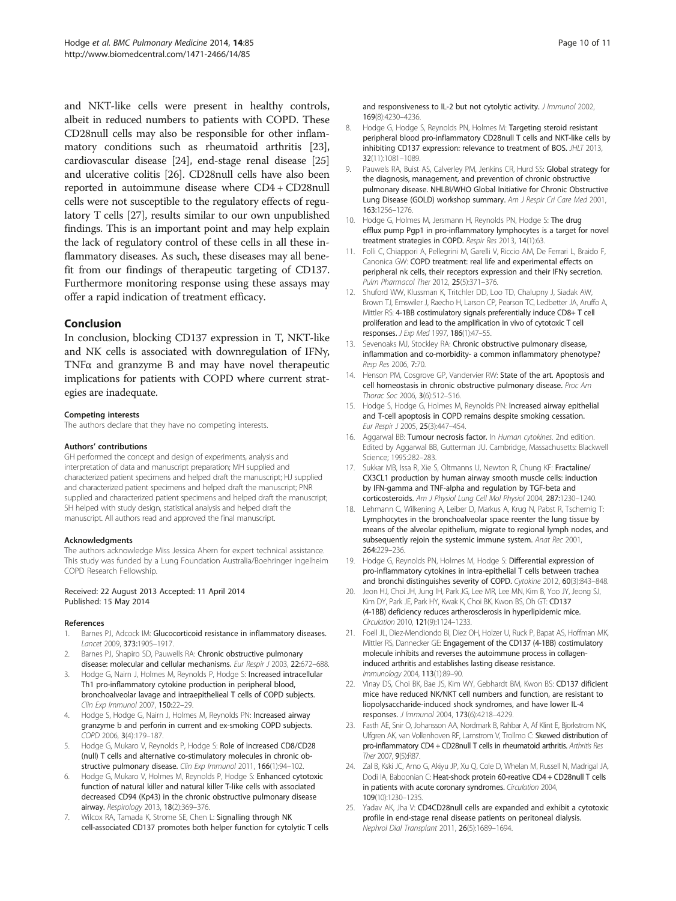and NKT-like cells were present in healthy controls, albeit in reduced numbers to patients with COPD. These CD28null cells may also be responsible for other inflammatory conditions such as rheumatoid arthritis [23], cardiovascular disease [24], end-stage renal disease [25] and ulcerative colitis [26]. CD28null cells have also been reported in autoimmune disease where CD4 + CD28null cells were not susceptible to the regulatory effects of regulatory T cells [27], results similar to our own unpublished findings. This is an important point and may help explain the lack of regulatory control of these cells in all these inflammatory diseases. As such, these diseases may all benefit from our findings of therapeutic targeting of CD137. Furthermore monitoring response using these assays may offer a rapid indication of treatment efficacy.

## Conclusion

In conclusion, blocking CD137 expression in T, NKT-like and NK cells is associated with downregulation of IFNγ, TNFα and granzyme B and may have novel therapeutic implications for patients with COPD where current strategies are inadequate.

#### Competing interests

The authors declare that they have no competing interests.

#### Authors' contributions

GH performed the concept and design of experiments, analysis and interpretation of data and manuscript preparation; MH supplied and characterized patient specimens and helped draft the manuscript; HJ supplied and characterized patient specimens and helped draft the manuscript; PNR supplied and characterized patient specimens and helped draft the manuscript; SH helped with study design, statistical analysis and helped draft the manuscript. All authors read and approved the final manuscript.

#### Acknowledgments

The authors acknowledge Miss Jessica Ahern for expert technical assistance. This study was funded by a Lung Foundation Australia/Boehringer Ingelheim COPD Research Fellowship.

Received: 22 August 2013 Accepted: 11 April 2014
Published: 15 May 2014

#### References

1. Barnes PJ, Adcock IM: **Glucocorticoid resistance in inflammatory diseases.** *Lancet* 2009, **373:**1905–1917.
2. Barnes PJ, Shapiro SD, Pauwels RA: **Chronic obstructive pulmonary disease: molecular and cellular mechanisms.** *Eur Respir J* 2003, **22:**672–688.
3. Hodge G, Nairn J, Holmes M, Reynolds P, Hodge S: **Increased intracellular Th1 pro-inflammatory cytokine production in peripheral blood, bronchoalveolar lavage and intraepithelieal T cells of COPD subjects.** *Clin Exp Immunol* 2007, **150:**22–29.
4. Hodge S, Hodge G, Nairn J, Holmes M, Reynolds PN: **Increased airway granzyme b and perforin in current and ex-smoking COPD subjects.** *COPD* 2006, **3**(4):179–187.
5. Hodge G, Mukaro V, Reynolds P, Hodge S: **Role of increased CD8/CD28 (null) T cells and alternative co-stimulatory molecules in chronic obstructive pulmonary disease.** *Clin Exp Immunol* 2011, **166**(1):94–102.
6. Hodge G, Mukaro V, Holmes M, Reynolds P, Hodge S: **Enhanced cytotoxic function of natural killer and natural killer T-like cells with associated decreased CD94 (Kp43) in the chronic obstructive pulmonary disease airway.** *Respirology* 2013, **18**(2):369–376.
7. Wilcox RA, Tamada K, Strome SE, Chen L: **Signalling through NK cell-associated CD137 promotes both helper function for cytolytic T cells and responsiveness to IL-2 but not cytolytic activity.** *J Immunol* 2002, **169**(8):4230–4236.
8. Hodge G, Hodge S, Reynolds PN, Holmes M: **Targeting steroid resistant peripheral blood pro-inflammatory CD28null T cells and NKT-like cells by inhibiting CD137 expression: relevance to treatment of BOS.** *JHLT* 2013, **32**(11):1081–1089.
9. Pauwels RA, Buist AS, Calverley PM, Jenkins CR, Hurd SS: **Global strategy for the diagnosis, management, and prevention of chronic obstructive pulmonary disease. NHLBI/WHO Global Initiative for Chronic Obstructive Lung Disease (GOLD) workshop summary.** *Am J Respir Cri Care Med* 2001, **163:**1256–1276.
10. Hodge G, Holmes M, Jersmann H, Reynolds PN, Hodge S: **The drug efflux pump Pgp1 in pro-inflammatory lymphocytes is a target for novel treatment strategies in COPD.** *Respir Res* 2013, **14**(1):63.
11. Folli C, Chiappori A, Pellegrini M, Garelli V, Riccio AM, De Ferrari L, Braido F, Canonica GW: **COPD treatment: real life and experimental effects on peripheral nk cells, their receptors expression and their IFNγ secretion.** *Pulm Pharmacol Ther* 2012, **25**(5):371–376.
12. Shuford WW, Klussman K, Tritchler DD, Loo TD, Chalupny J, Siadak AW, Brown TJ, Emswiler J, Raecho H, Larson CP, Pearson TC, Ledbetter JA, Aruffo A, Mittler RS: **4-1BB costimulatory signals preferentially induce CD8+ T cell proliferation and lead to the amplification in vivo of cytotoxic T cell responses.** *J Exp Med* 1997, **186**(1):47–55.
13. Sevenoaks MJ, Stockley RA: **Chronic obstructive pulmonary disease, inflammation and co-morbidity- a common inflammatory phenotype?** *Resp Res* 2006, **7:**70.
14. Henson PM, Cosgrove GP, Vandervier RW: **State of the art. Apoptosis and cell homeostasis in chronic obstructive pulmonary disease.** *Proc Am Thorac Soc* 2006, **3**(6):512–516.
15. Hodge S, Hodge G, Holmes M, Reynolds PN: **Increased airway epithelial and T-cell apoptosis in COPD remains despite smoking cessation.** *Eur Respir J* 2005, **25**(3):447–454.
16. Aggarwal BB: **Tumour necrosis factor.** In *Human cytokines.* 2nd edition. Edited by Aggarwal BB, Gutterman JU. Cambridge, Massachusetts: Blackwell Science; 1995:282–283.
17. Sukkar MB, Issa R, Xie S, Oltmanns U, Newton R, Chung KF: **Fractaline/CX3CL1 production by human airway smooth muscle cells: induction by IFN-gamma and TNF-alpha and regulation by TGF-beta and corticosteroids.** *Am J Physiol Lung Cell Mol Physiol* 2004, **287:**1230–1240.
18. Lehmann C, Wilkening A, Leiber D, Markus A, Krug N, Pabst R, Tschernig T: **Lymphocytes in the bronchoalveolar space reenter the lung tissue by means of the alveolar epithelium, migrate to regional lymph nodes, and subsequently rejoin the systemic immune system.** *Anat Rec* 2001, **264:**229–236.
19. Hodge G, Reynolds PN, Holmes M, Hodge S: **Differential expression of pro-inflammatory cytokines in intra-epithelial T cells between trachea and bronchi distinguishes severity of COPD.** *Cytokine* 2012, **60**(3):843–848.
20. Jeon HJ, Choi JH, Jung IH, Park JG, Lee MR, Lee MN, Kim B, Yoo JY, Jeong SJ, Kim DY, Park JE, Park HY, Kwak K, Choi BK, Kwon BS, Oh GT: **CD137 (4-1BB) deficiency reduces artherosclerosis in hyperlipidemic mice.** *Circulation* 2010, **121**(9):1124–1233.
21. Foell JL, Diez-Mendiondo BI, Diez OH, Holzer U, Ruck P, Bapat AS, Hoffman MK, Mittler RS, Dannecker GE: **Engagement of the CD137 (4-1BB) costimulatory molecule inhibits and reverses the autoimmune process in collagen-induced arthritis and establishes lasting disease resistance.** *Immunology* 2004, **113**(1):89–90.
22. Vinay DS, Choi BK, Bae JS, Kim WY, Gebhardt BM, Kwon BS: **CD137 dificient mice have reduced NK/NKT cell numbers and function, are resistant to lipopolysaccharide-induced shock syndromes, and have lower IL-4 responses.** *J Immunol* 2004, **173**(6):4218–4229.
23. Fasth AE, Snir O, Johansson AA, Nordmark B, Rahbar A, Af Klint E, Bjorkstrom NK, Ulfgren AK, van Vollenhoven RF, Lamstrom V, Trollmo C: **Skewed distribution of pro-inflammatory CD4 + CD28null T cells in rheumatoid arthritis.** *Arthritis Res Ther* 2007, **9**(5):R87.
24. Zal B, Kski JC, Arno G, Akiyu JP, Xu Q, Cole D, Whelan M, Russell N, Madrigal JA, Dodi IA, Baboonian C: **Heat-shock protein 60-reative CD4 + CD28null T cells in patients with acute coronary syndromes.** *Circulation* 2004, **109**(10):1230–1235.
25. Yadav AK, Jha V: **CD4CD28null cells are expanded and exhibit a cytotoxic profile in end-stage renal disease patients on peritoneal dialysis.** *Nephrol Dial Transplant* 2011, **26**(5):1689–1694.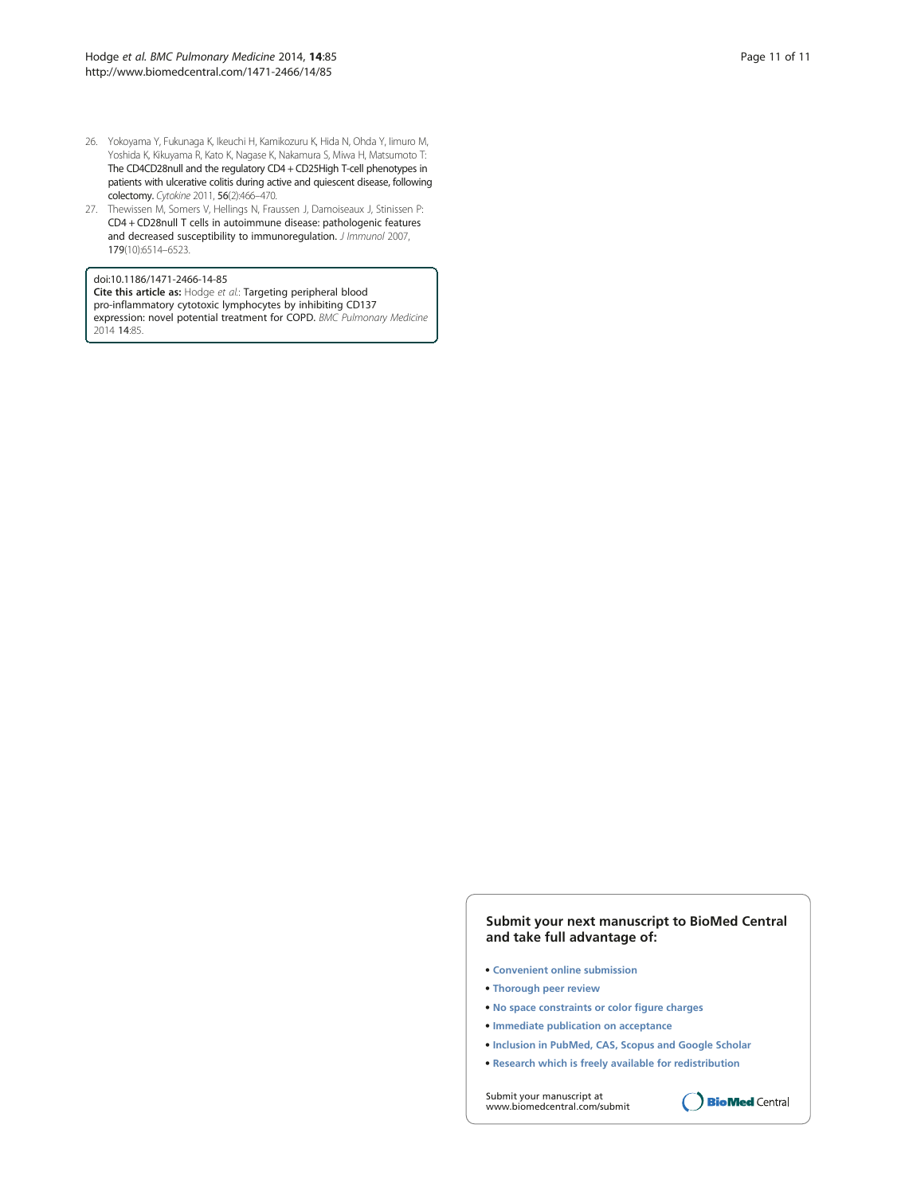26. Yokoyama Y, Fukunaga K, Ikeuchi H, Kamikozuru K, Hida N, Ohda Y, Iimuro M, Yoshida K, Kikuyama R, Kato K, Nagase K, Nakamura S, Miwa H, Matsumoto T: **The CD4CD28null and the regulatory CD4 + CD25High T-cell phenotypes in patients with ulcerative colitis during active and quiescent disease, following colectomy.** *Cytokine* 2011, **56**(2):466–470.
27. Thewissen M, Somers V, Hellings N, Fraussen J, Damoiseaux J, Stinissen P: **CD4 + CD28null T cells in autoimmune disease: pathogenic features and decreased susceptibility to immunoregulation.** *J Immunol* 2007, **179**(10):6514–6523.

doi:10.1186/1471-2466-14-85
**Cite this article as:** Hodge *et al.*: Targeting peripheral blood pro-inflammatory cytotoxic lymphocytes by inhibiting CD137 expression: novel potential treatment for COPD. *BMC Pulmonary Medicine* 2014 **14**:85.

**Submit your next manuscript to BioMed Central and take full advantage of:**

- **Convenient online submission**
- **Thorough peer review**
- **No space constraints or color figure charges**
- **Immediate publication on acceptance**
- **Inclusion in PubMed, CAS, Scopus and Google Scholar**
- **Research which is freely available for redistribution**

Submit your manuscript at
www.biomedcentral.com/submit

BioMed Central